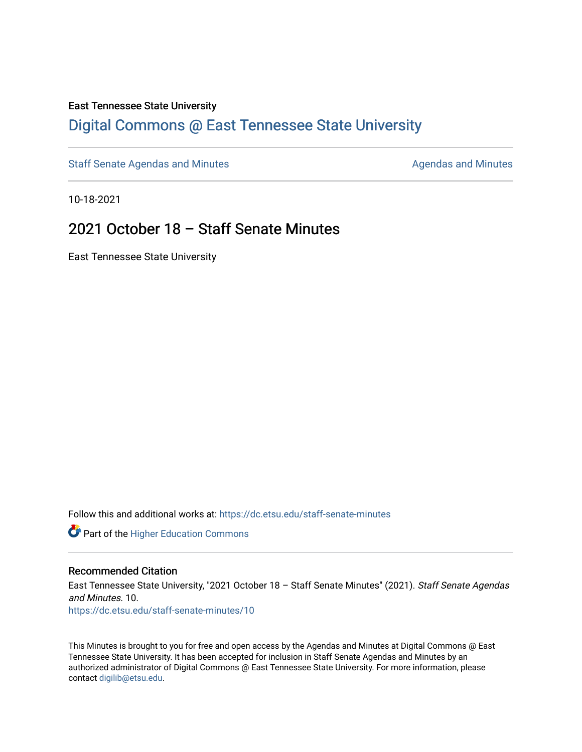East Tennessee State University

# Digital Commons @ East Tennessee State University

Staff Senate Agendas and Minutes

Agendas and Minutes

10-18-2021

## 2021 October 18 – Staff Senate Minutes

East Tennessee State University

Follow this and additional works at: https://dc.etsu.edu/staff-senate-minutes

Part of the Higher Education Commons

### Recommended Citation

East Tennessee State University, "2021 October 18 – Staff Senate Minutes" (2021). *Staff Senate Agendas and Minutes*. 10.
https://dc.etsu.edu/staff-senate-minutes/10

This Minutes is brought to you for free and open access by the Agendas and Minutes at Digital Commons @ East Tennessee State University. It has been accepted for inclusion in Staff Senate Agendas and Minutes by an authorized administrator of Digital Commons @ East Tennessee State University. For more information, please contact digilib@etsu.edu.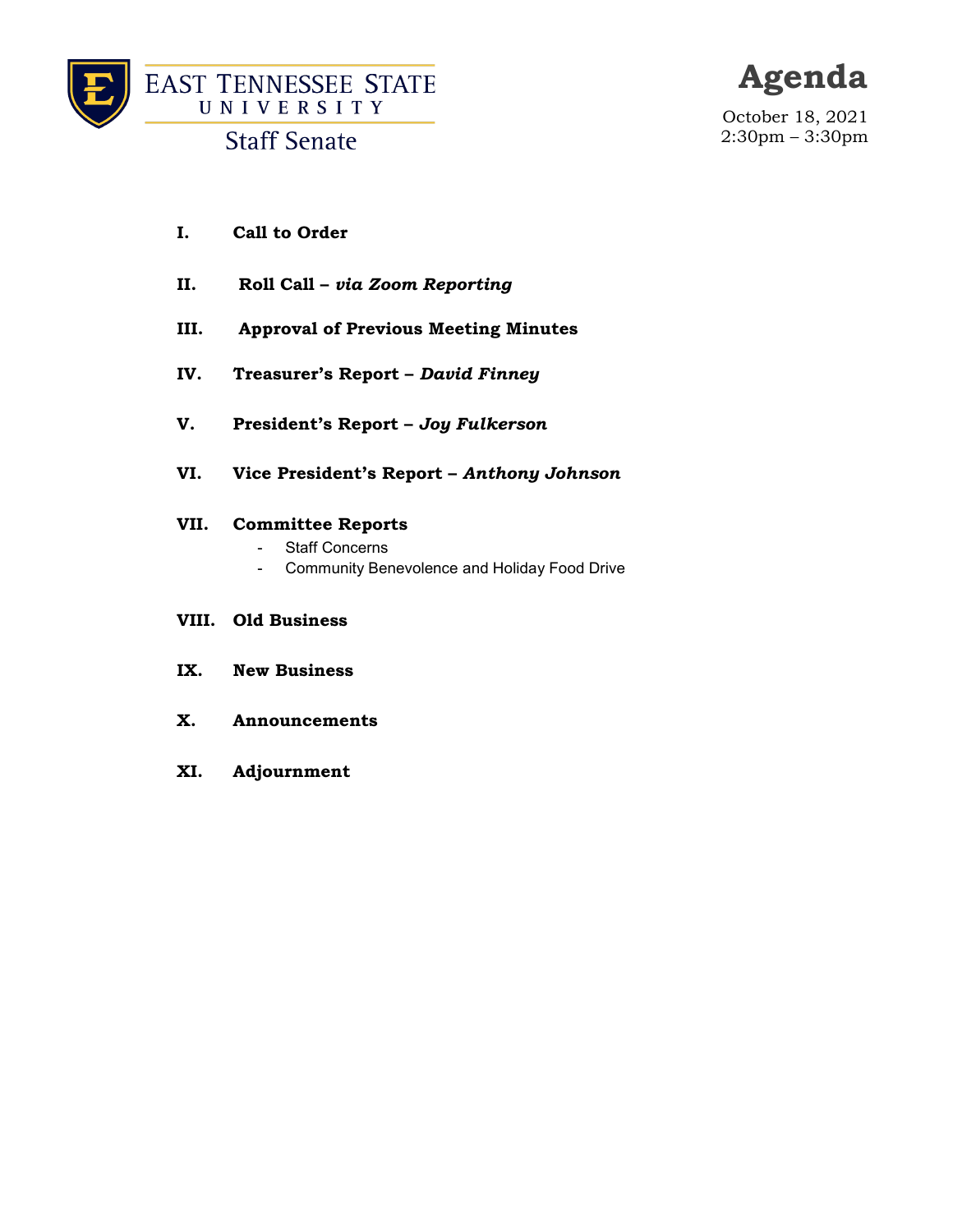East Tennessee State University

Staff Senate

# Agenda

October 18, 2021
2:30pm – 3:30pm

**I. Call to Order**

**II. Roll Call – *via Zoom Reporting***

**III. Approval of Previous Meeting Minutes**

**IV. Treasurer's Report – *David Finney***

**V. President's Report – *Joy Fulkerson***

**VI. Vice President's Report – *Anthony Johnson***

**VII. Committee Reports**

- Staff Concerns
- Community Benevolence and Holiday Food Drive

**VIII. Old Business**

**IX. New Business**

**X. Announcements**

**XI. Adjournment**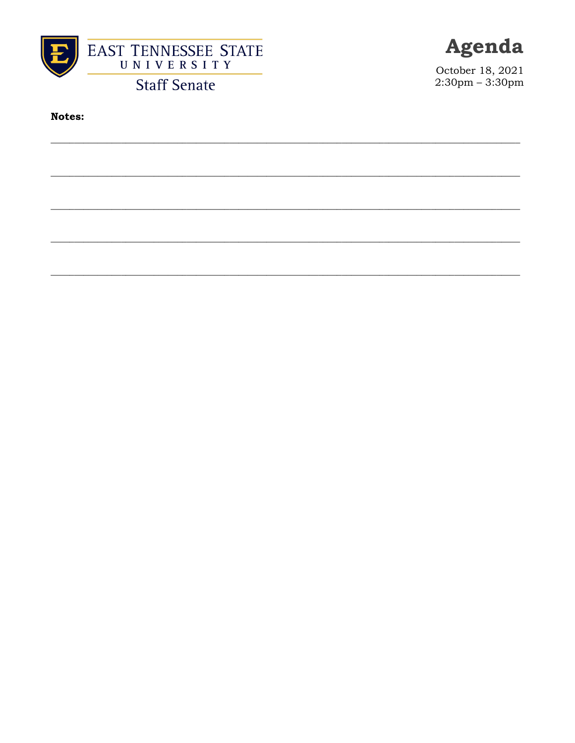# East Tennessee State University Staff Senate

# Agenda

October 18, 2021
2:30pm – 3:30pm

**Notes:**

___________________________________________________________________________

___________________________________________________________________________

___________________________________________________________________________

___________________________________________________________________________

___________________________________________________________________________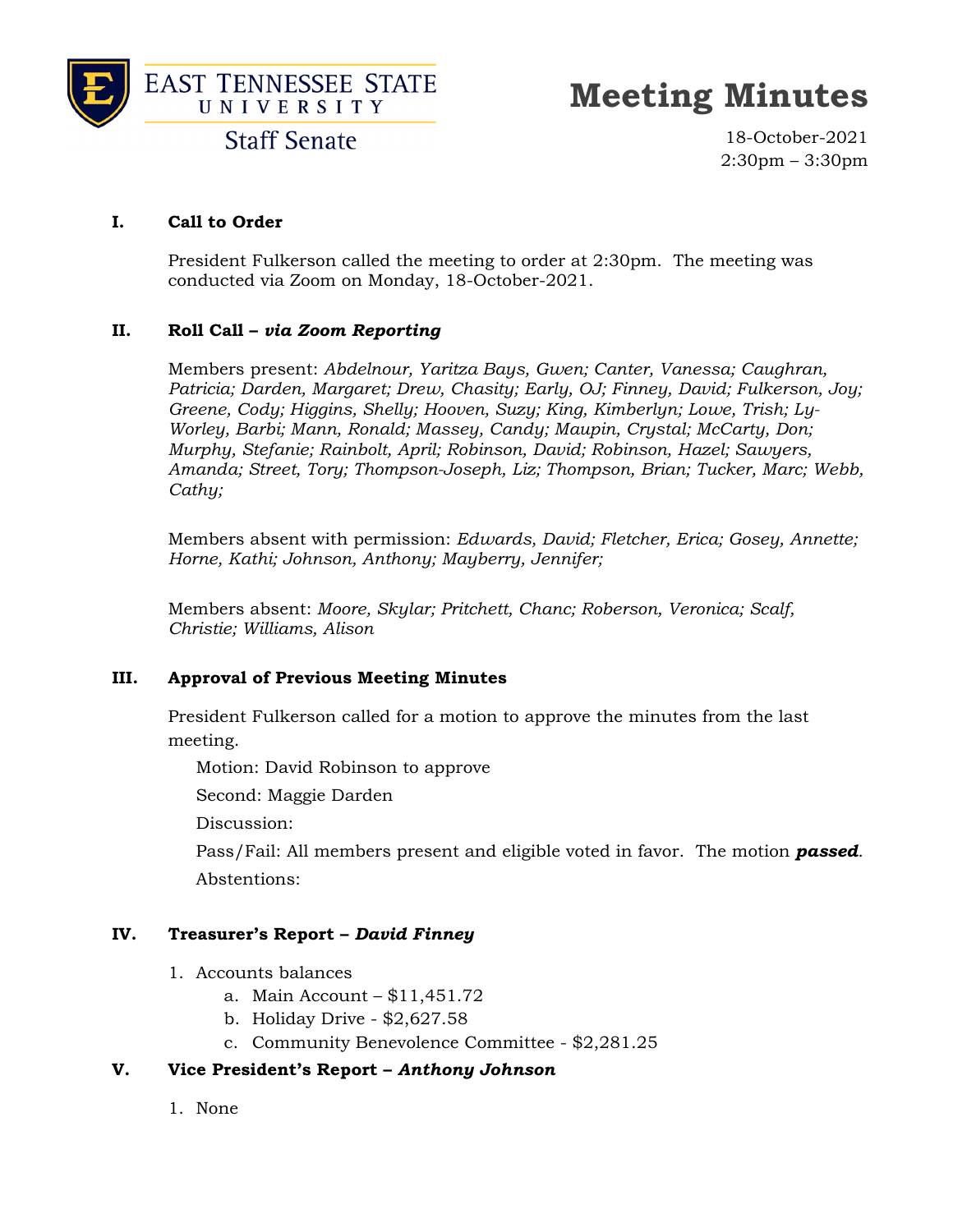East Tennessee State University
Staff Senate

# Meeting Minutes

18-October-2021
2:30pm – 3:30pm

## I. Call to Order

President Fulkerson called the meeting to order at 2:30pm. The meeting was conducted via Zoom on Monday, 18-October-2021.

## II. Roll Call – *via Zoom Reporting*

Members present: *Abdelnour, Yaritza Bays, Gwen; Canter, Vanessa; Caughran, Patricia; Darden, Margaret; Drew, Chasity; Early, OJ; Finney, David; Fulkerson, Joy; Greene, Cody; Higgins, Shelly; Hooven, Suzy; King, Kimberlyn; Lowe, Trish; Ly-Worley, Barbi; Mann, Ronald; Massey, Candy; Maupin, Crystal; McCarty, Don; Murphy, Stefanie; Rainbolt, April; Robinson, David; Robinson, Hazel; Sawyers, Amanda; Street, Tory; Thompson-Joseph, Liz; Thompson, Brian; Tucker, Marc; Webb, Cathy;*

Members absent with permission: *Edwards, David; Fletcher, Erica; Gosey, Annette; Horne, Kathi; Johnson, Anthony; Mayberry, Jennifer;*

Members absent: *Moore, Skylar; Pritchett, Chanc; Roberson, Veronica; Scalf, Christie; Williams, Alison*

## III. Approval of Previous Meeting Minutes

President Fulkerson called for a motion to approve the minutes from the last meeting.

Motion: David Robinson to approve

Second: Maggie Darden

Discussion:

Pass/Fail: All members present and eligible voted in favor. The motion ***passed***.

Abstentions:

## IV. Treasurer's Report – *David Finney*

1. Accounts balances
   a. Main Account – $11,451.72
   b. Holiday Drive - $2,627.58
   c. Community Benevolence Committee - $2,281.25

## V. Vice President's Report – *Anthony Johnson*

1. None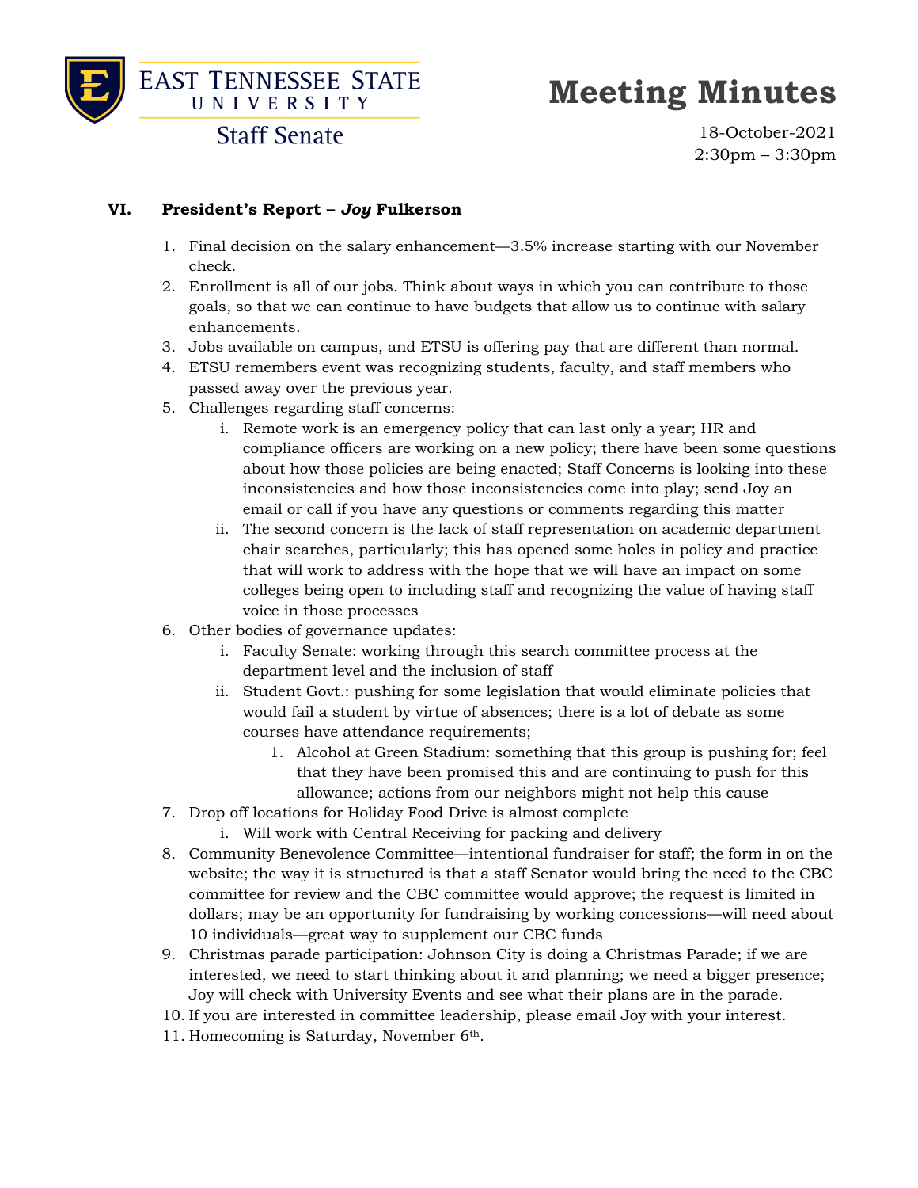# Meeting Minutes

EAST TENNESSEE STATE UNIVERSITY
Staff Senate

18-October-2021
2:30pm – 3:30pm

## VI. President's Report – *Joy* Fulkerson

1. Final decision on the salary enhancement—3.5% increase starting with our November check.
2. Enrollment is all of our jobs. Think about ways in which you can contribute to those goals, so that we can continue to have budgets that allow us to continue with salary enhancements.
3. Jobs available on campus, and ETSU is offering pay that are different than normal.
4. ETSU remembers event was recognizing students, faculty, and staff members who passed away over the previous year.
5. Challenges regarding staff concerns:
   i. Remote work is an emergency policy that can last only a year; HR and compliance officers are working on a new policy; there have been some questions about how those policies are being enacted; Staff Concerns is looking into these inconsistencies and how those inconsistencies come into play; send Joy an email or call if you have any questions or comments regarding this matter
   ii. The second concern is the lack of staff representation on academic department chair searches, particularly; this has opened some holes in policy and practice that will work to address with the hope that we will have an impact on some colleges being open to including staff and recognizing the value of having staff voice in those processes
6. Other bodies of governance updates:
   i. Faculty Senate: working through this search committee process at the department level and the inclusion of staff
   ii. Student Govt.: pushing for some legislation that would eliminate policies that would fail a student by virtue of absences; there is a lot of debate as some courses have attendance requirements;
      1. Alcohol at Green Stadium: something that this group is pushing for; feel that they have been promised this and are continuing to push for this allowance; actions from our neighbors might not help this cause
7. Drop off locations for Holiday Food Drive is almost complete
   i. Will work with Central Receiving for packing and delivery
8. Community Benevolence Committee—intentional fundraiser for staff; the form in on the website; the way it is structured is that a staff Senator would bring the need to the CBC committee for review and the CBC committee would approve; the request is limited in dollars; may be an opportunity for fundraising by working concessions—will need about 10 individuals—great way to supplement our CBC funds
9. Christmas parade participation: Johnson City is doing a Christmas Parade; if we are interested, we need to start thinking about it and planning; we need a bigger presence; Joy will check with University Events and see what their plans are in the parade.
10. If you are interested in committee leadership, please email Joy with your interest.
11. Homecoming is Saturday, November 6th.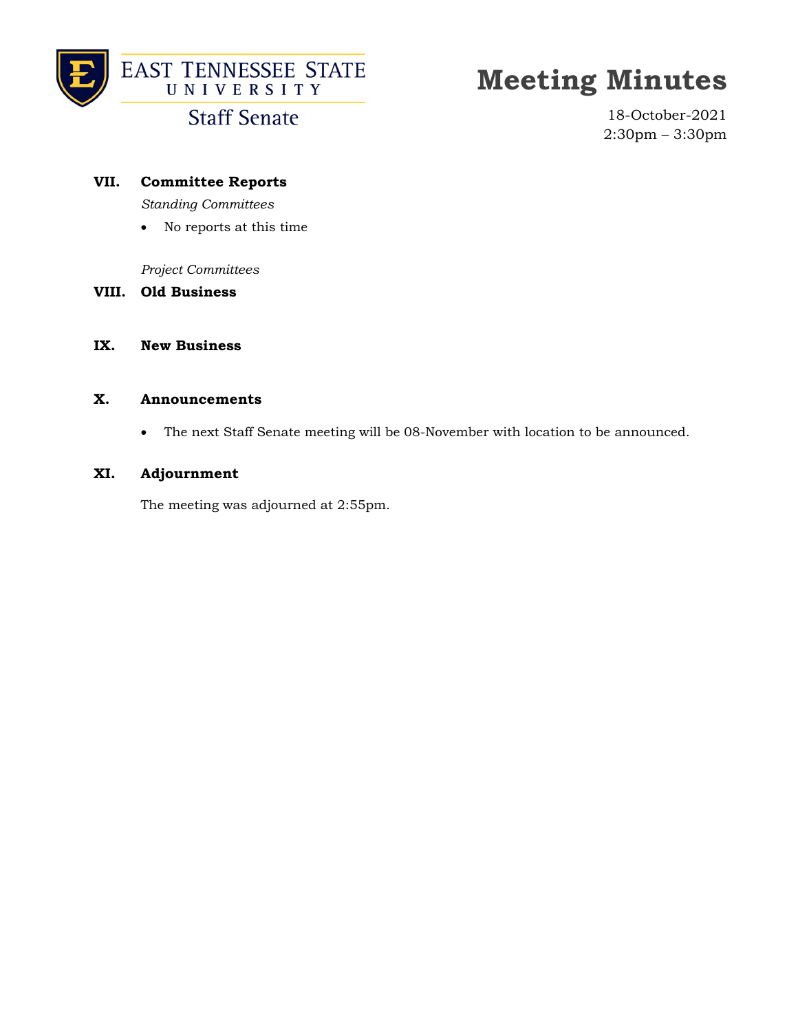East Tennessee State University
Staff Senate

# Meeting Minutes

18-October-2021
2:30pm – 3:30pm

## VII. Committee Reports

*Standing Committees*

- No reports at this time

*Project Committees*

## VIII. Old Business

## IX. New Business

## X. Announcements

- The next Staff Senate meeting will be 08-November with location to be announced.

## XI. Adjournment

The meeting was adjourned at 2:55pm.